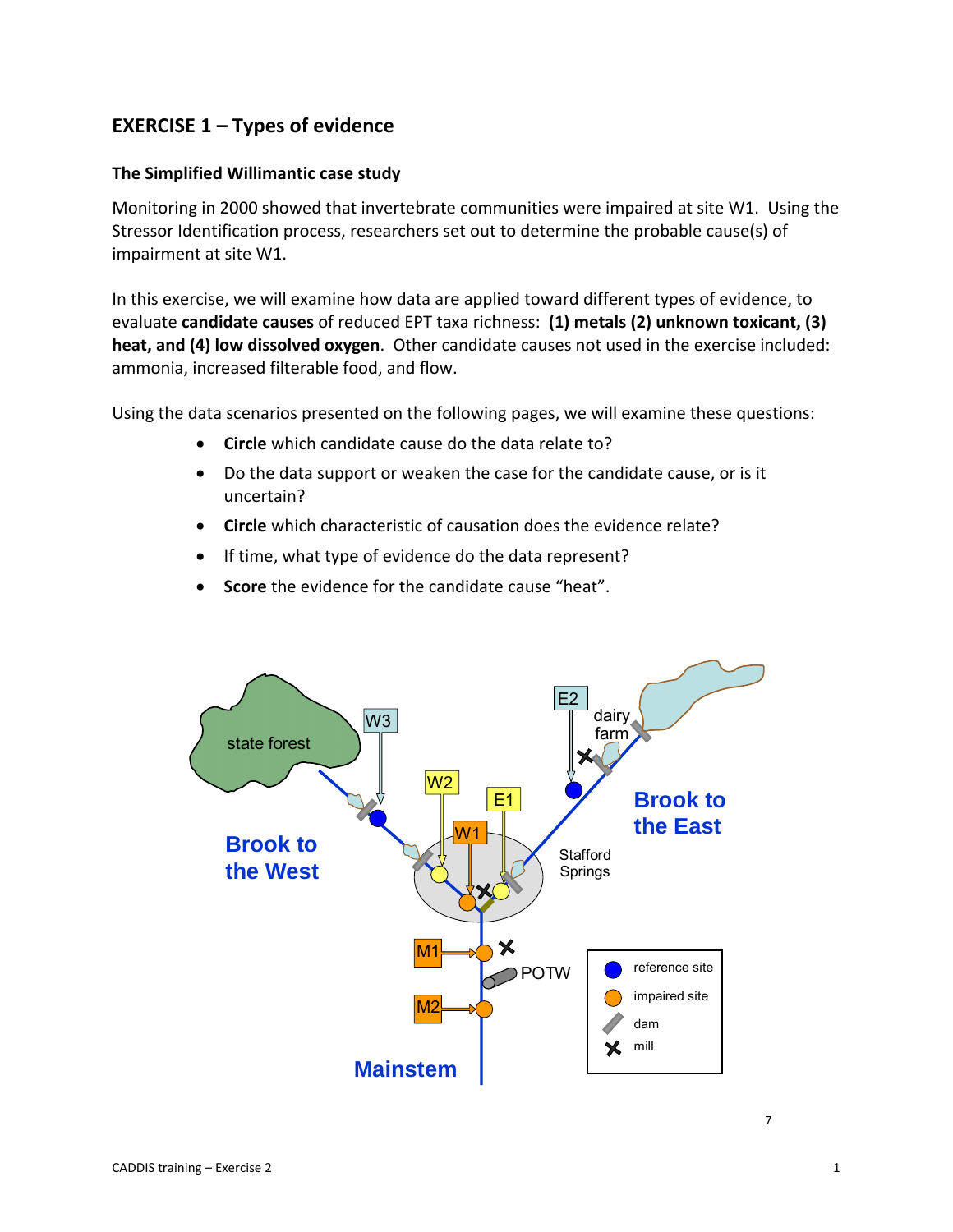## EXERCISE 1 – Types of evidence

### The Simplified Willimantic case study

Monitoring in 2000 showed that invertebrate communities were impaired at site W1. Using the Stressor Identification process, researchers set out to determine the probable cause(s) of impairment at site W1.

In this exercise, we will examine how data are applied toward different types of evidence, to evaluate **candidate causes** of reduced EPT taxa richness: **(1) metals (2) unknown toxicant, (3) heat, and (4) low dissolved oxygen**. Other candidate causes not used in the exercise included: ammonia, increased filterable food, and flow.

Using the data scenarios presented on the following pages, we will examine these questions:

- **Circle** which candidate cause do the data relate to?
- Do the data support or weaken the case for the candidate cause, or is it uncertain?
- **Circle** which characteristic of causation does the evidence relate?
- If time, what type of evidence do the data represent?
- **Score** the evidence for the candidate cause "heat".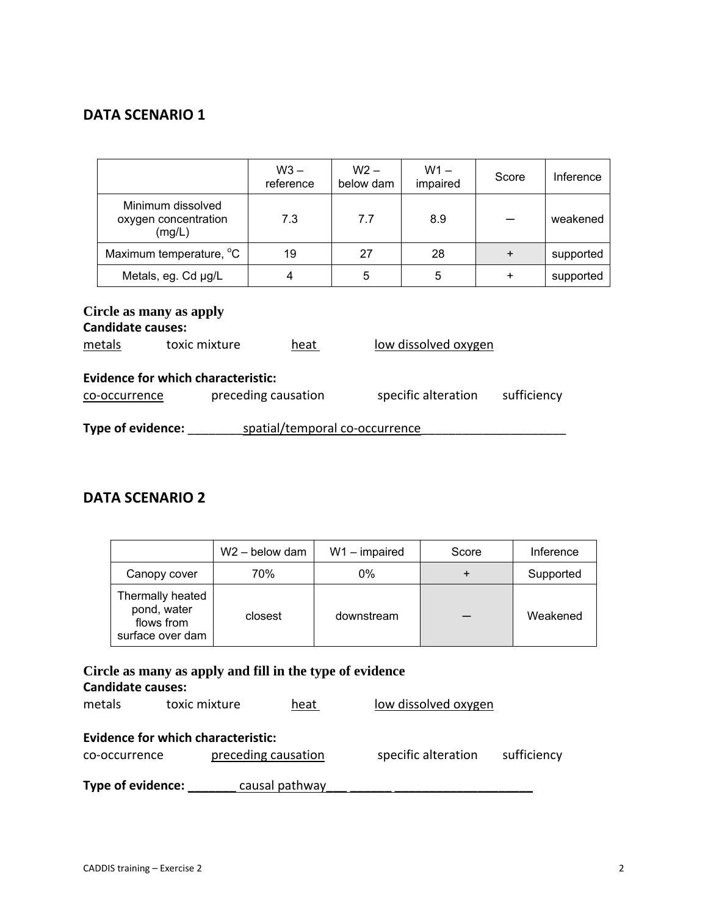## DATA SCENARIO 1

| | W3 – reference | W2 – below dam | W1 – impaired | Score | Inference |
|---|---|---|---|---|---|
| Minimum dissolved oxygen concentration (mg/L) | 7.3 | 7.7 | 8.9 | — | weakened |
| Maximum temperature, °C | 19 | 27 | 28 | + | supported |
| Metals, eg. Cd μg/L | 4 | 5 | 5 | + | supported |

**Circle as many as apply**

**Candidate causes:**

<u>metals</u> toxic mixture <u>heat</u> <u>low dissolved oxygen</u>

**Evidence for which characteristic:**

<u>co-occurrence</u> preceding causation specific alteration sufficiency

**Type of evidence:** ________<u>spatial/temporal co-occurrence</u>_____________________

## DATA SCENARIO 2

| | W2 – below dam | W1 – impaired | Score | Inference |
|---|---|---|---|---|
| Canopy cover | 70% | 0% | + | Supported |
| Thermally heated pond, water flows from surface over dam | closest | downstream | — | Weakened |

**Circle as many as apply and fill in the type of evidence**

**Candidate causes:**

metals toxic mixture <u>heat</u> <u>low dissolved oxygen</u>

**Evidence for which characteristic:**

co-occurrence <u>preceding causation</u> specific alteration sufficiency

**Type of evidence:** _______ <u>causal pathway</u>___ ______ ____________________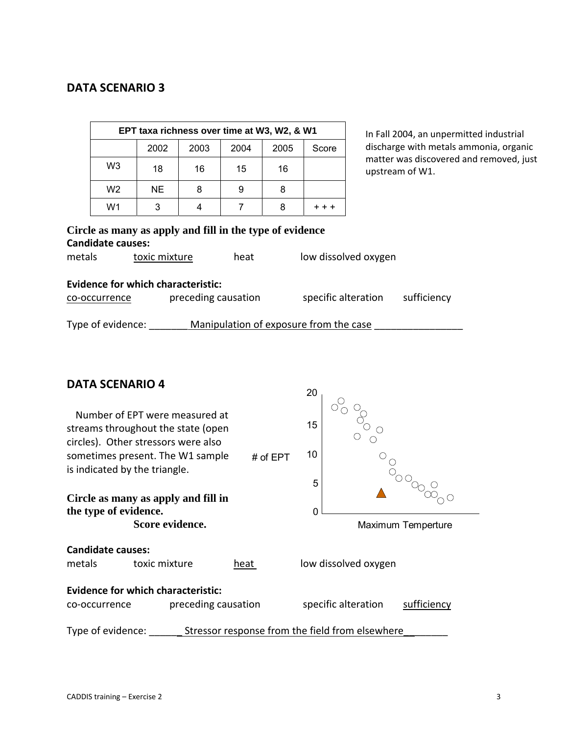## DATA SCENARIO 3

| EPT taxa richness over time at W3, W2, & W1 | | | | | |
|---|---|---|---|---|---|
| | 2002 | 2003 | 2004 | 2005 | Score |
| W3 | 18 | 16 | 15 | 16 | |
| W2 | NE | 8 | 9 | 8 | |
| W1 | 3 | 4 | 7 | 8 | + + + |

In Fall 2004, an unpermitted industrial discharge with metals ammonia, organic matter was discovered and removed, just upstream of W1.

**Circle as many as apply and fill in the type of evidence**

**Candidate causes:**

metals &nbsp;&nbsp; toxic mixture &nbsp;&nbsp; heat &nbsp;&nbsp; low dissolved oxygen

**Evidence for which characteristic:**

co-occurrence &nbsp;&nbsp; preceding causation &nbsp;&nbsp; specific alteration &nbsp;&nbsp; sufficiency

Type of evidence: _______ Manipulation of exposure from the case ________________

## DATA SCENARIO 4

Number of EPT were measured at streams throughout the state (open circles). Other stressors were also sometimes present. The W1 sample is indicated by the triangle.

**Circle as many as apply and fill in the type of evidence.**

**Score evidence.**

# of EPT (0, 5, 10, 15, 20) vs. Maximum Temperture

**Candidate causes:**

metals &nbsp;&nbsp; toxic mixture &nbsp;&nbsp; heat &nbsp;&nbsp; low dissolved oxygen

**Evidence for which characteristic:**

co-occurrence &nbsp;&nbsp; preceding causation &nbsp;&nbsp; specific alteration &nbsp;&nbsp; sufficiency

Type of evidence: ______ Stressor response from the field from elsewhere_________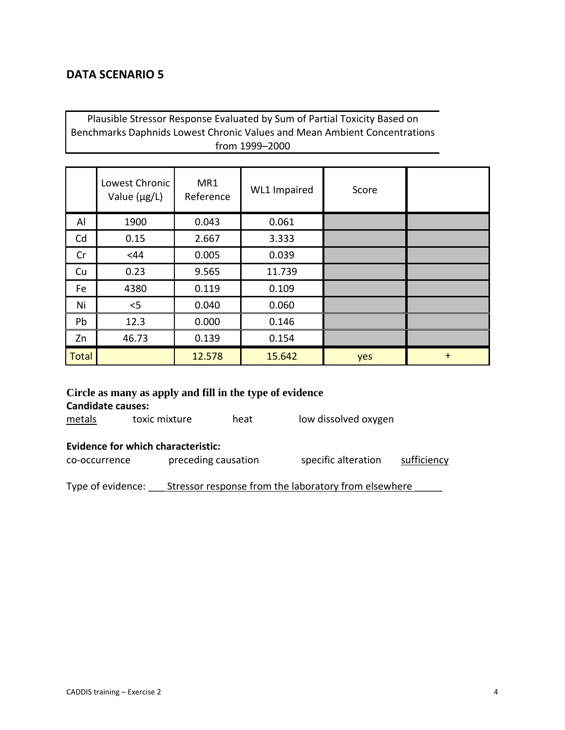## DATA SCENARIO 5

Plausible Stressor Response Evaluated by Sum of Partial Toxicity Based on Benchmarks Daphnids Lowest Chronic Values and Mean Ambient Concentrations from 1999–2000

| | Lowest Chronic Value (µg/L) | MR1 Reference | WL1 Impaired | Score | |
|---|---|---|---|---|---|
| Al | 1900 | 0.043 | 0.061 | | |
| Cd | 0.15 | 2.667 | 3.333 | | |
| Cr | <44 | 0.005 | 0.039 | | |
| Cu | 0.23 | 9.565 | 11.739 | | |
| Fe | 4380 | 0.119 | 0.109 | | |
| Ni | <5 | 0.040 | 0.060 | | |
| Pb | 12.3 | 0.000 | 0.146 | | |
| Zn | 46.73 | 0.139 | 0.154 | | |
| Total | | 12.578 | 15.642 | yes | + |

**Circle as many as apply and fill in the type of evidence**

**Candidate causes:**

metals toxic mixture heat low dissolved oxygen

**Evidence for which characteristic:**

co-occurrence preceding causation specific alteration sufficiency

Type of evidence: ___ Stressor response from the laboratory from elsewhere _____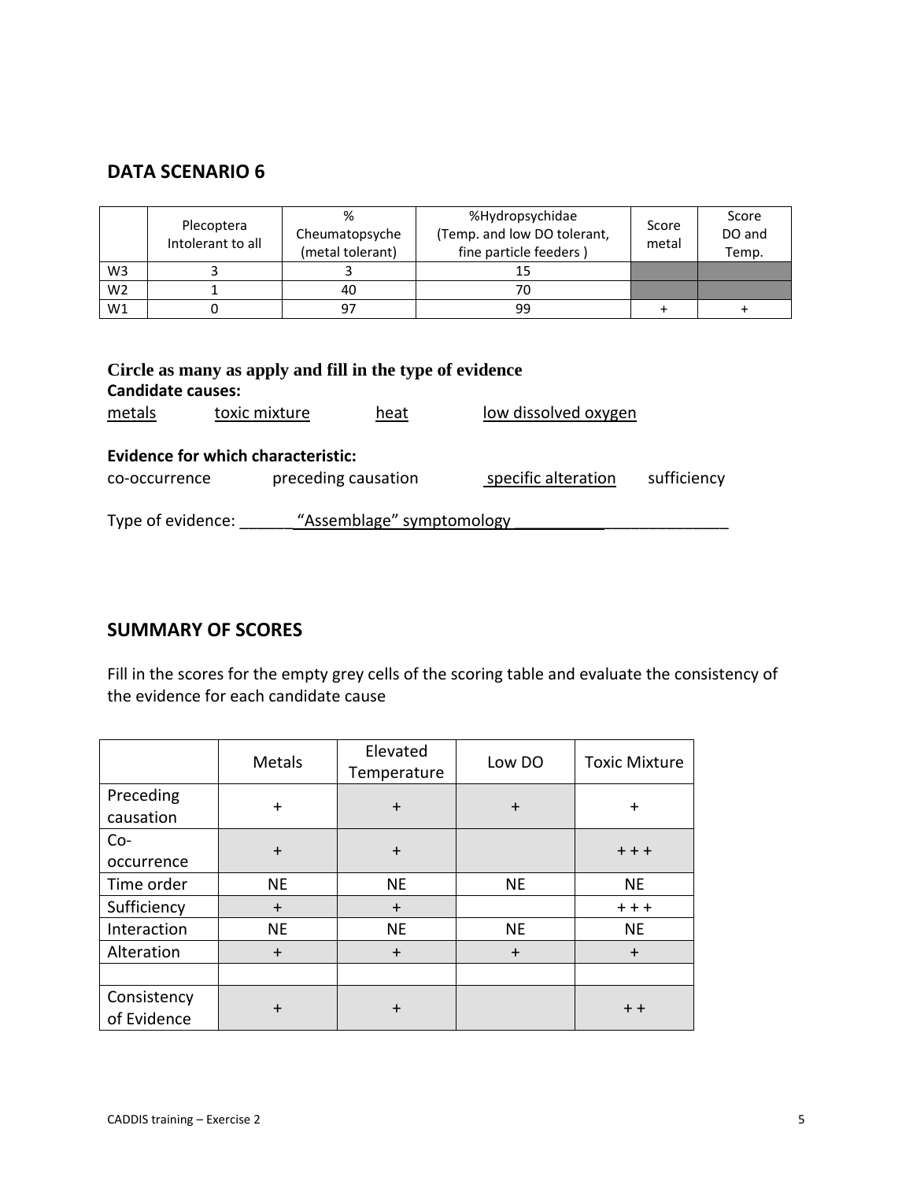## DATA SCENARIO 6

| | Plecoptera Intolerant to all | % Cheumatopsyche (metal tolerant) | %Hydropsychidae (Temp. and low DO tolerant, fine particle feeders ) | Score metal | Score DO and Temp. |
|---|---|---|---|---|---|
| W3 | 3 | 3 | 15 | | |
| W2 | 1 | 40 | 70 | | |
| W1 | 0 | 97 | 99 | + | + |

**Circle as many as apply and fill in the type of evidence**

**Candidate causes:**

metals toxic mixture heat low dissolved oxygen

**Evidence for which characteristic:**

co-occurrence preceding causation specific alteration sufficiency

Type of evidence: ______"Assemblage" symptomology___________________________

## SUMMARY OF SCORES

Fill in the scores for the empty grey cells of the scoring table and evaluate the consistency of the evidence for each candidate cause

| | Metals | Elevated Temperature | Low DO | Toxic Mixture |
|---|---|---|---|---|
| Preceding causation | + | + | + | + |
| Co-occurrence | + | + | | + + + |
| Time order | NE | NE | NE | NE |
| Sufficiency | + | + | | + + + |
| Interaction | NE | NE | NE | NE |
| Alteration | + | + | + | + |
| | | | | |
| Consistency of Evidence | + | + | | + + |